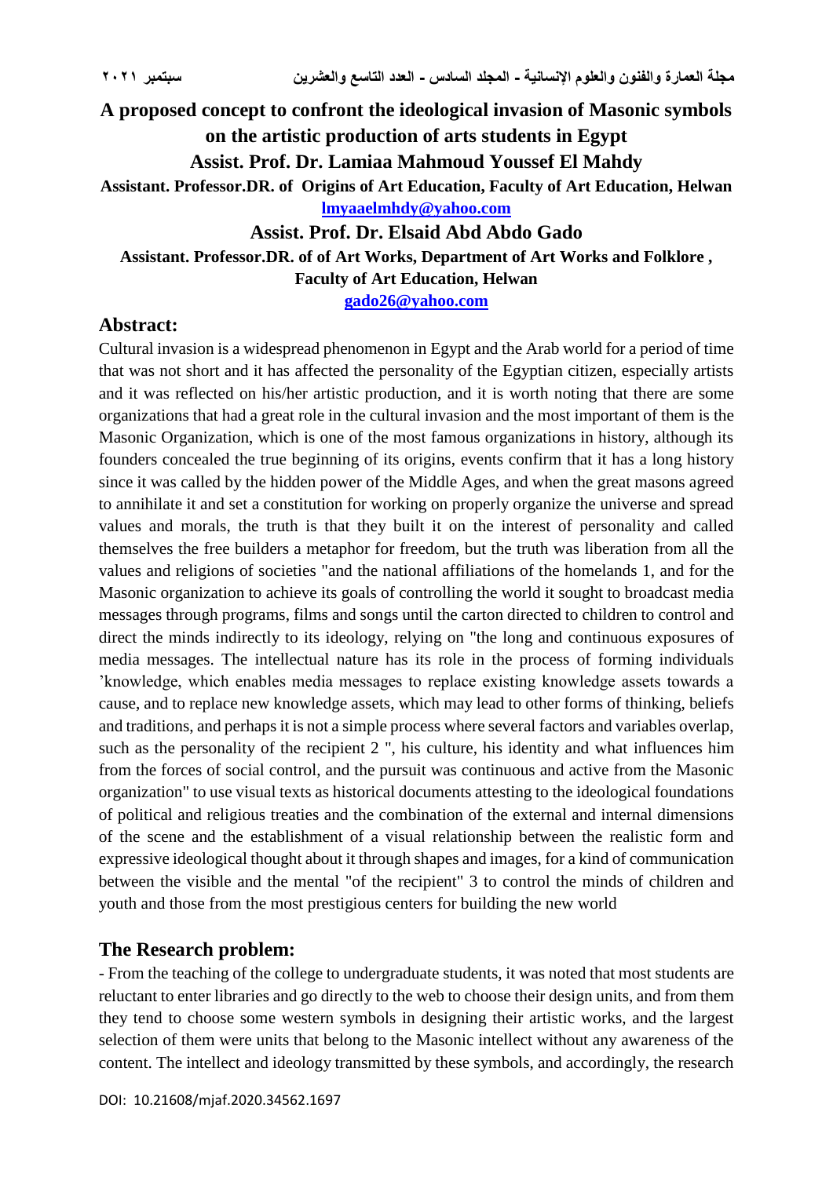# A proposed concept to confront the ideological invasion of Masonic symbols on the artistic production of arts students in Egypt

**Assist. Prof. Dr. Lamiaa Mahmoud Youssef El Mahdy**

**Assistant. Professor.DR. of Origins of Art Education, Faculty of Art Education, Helwan**

**lmyaaelmhdy@yahoo.com**

**Assist. Prof. Dr. Elsaid Abd Abdo Gado**

**Assistant. Professor.DR. of of Art Works, Department of Art Works and Folklore , Faculty of Art Education, Helwan**

**gado26@yahoo.com**

## Abstract:

Cultural invasion is a widespread phenomenon in Egypt and the Arab world for a period of time that was not short and it has affected the personality of the Egyptian citizen, especially artists and it was reflected on his/her artistic production, and it is worth noting that there are some organizations that had a great role in the cultural invasion and the most important of them is the Masonic Organization, which is one of the most famous organizations in history, although its founders concealed the true beginning of its origins, events confirm that it has a long history since it was called by the hidden power of the Middle Ages, and when the great masons agreed to annihilate it and set a constitution for working on properly organize the universe and spread values and morals, the truth is that they built it on the interest of personality and called themselves the free builders a metaphor for freedom, but the truth was liberation from all the values and religions of societies "and the national affiliations of the homelands 1, and for the Masonic organization to achieve its goals of controlling the world it sought to broadcast media messages through programs, films and songs until the carton directed to children to control and direct the minds indirectly to its ideology, relying on "the long and continuous exposures of media messages. The intellectual nature has its role in the process of forming individuals 'knowledge, which enables media messages to replace existing knowledge assets towards a cause, and to replace new knowledge assets, which may lead to other forms of thinking, beliefs and traditions, and perhaps it is not a simple process where several factors and variables overlap, such as the personality of the recipient 2 ", his culture, his identity and what influences him from the forces of social control, and the pursuit was continuous and active from the Masonic organization" to use visual texts as historical documents attesting to the ideological foundations of political and religious treaties and the combination of the external and internal dimensions of the scene and the establishment of a visual relationship between the realistic form and expressive ideological thought about it through shapes and images, for a kind of communication between the visible and the mental "of the recipient" 3 to control the minds of children and youth and those from the most prestigious centers for building the new world

## The Research problem:

- From the teaching of the college to undergraduate students, it was noted that most students are reluctant to enter libraries and go directly to the web to choose their design units, and from them they tend to choose some western symbols in designing their artistic works, and the largest selection of them were units that belong to the Masonic intellect without any awareness of the content. The intellect and ideology transmitted by these symbols, and accordingly, the research

DOI: 10.21608/mjaf.2020.34562.1697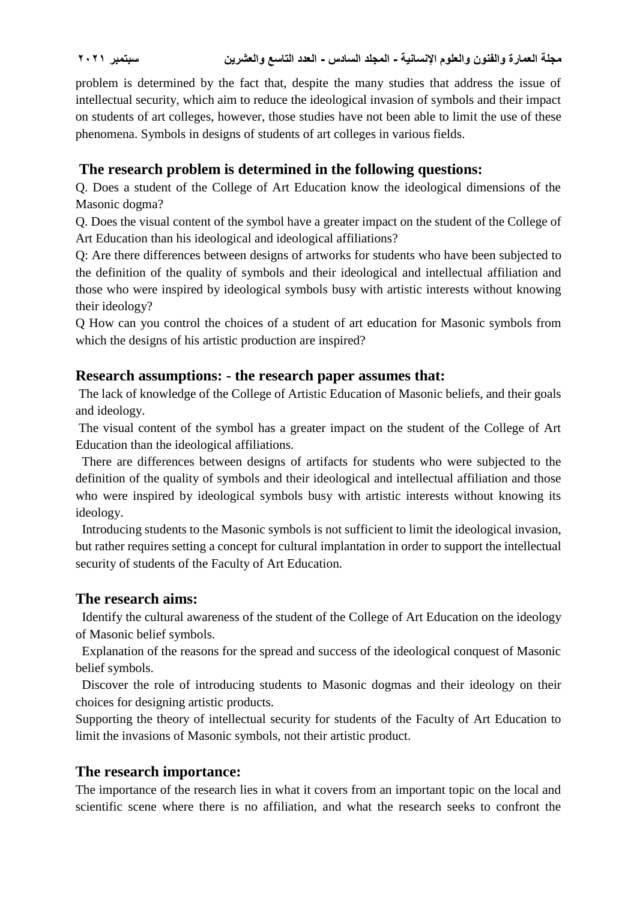problem is determined by the fact that, despite the many studies that address the issue of intellectual security, which aim to reduce the ideological invasion of symbols and their impact on students of art colleges, however, those studies have not been able to limit the use of these phenomena. Symbols in designs of students of art colleges in various fields.

## The research problem is determined in the following questions:

Q. Does a student of the College of Art Education know the ideological dimensions of the Masonic dogma?

Q. Does the visual content of the symbol have a greater impact on the student of the College of Art Education than his ideological and ideological affiliations?

Q: Are there differences between designs of artworks for students who have been subjected to the definition of the quality of symbols and their ideological and intellectual affiliation and those who were inspired by ideological symbols busy with artistic interests without knowing their ideology?

Q How can you control the choices of a student of art education for Masonic symbols from which the designs of his artistic production are inspired?

## Research assumptions: - the research paper assumes that:

The lack of knowledge of the College of Artistic Education of Masonic beliefs, and their goals and ideology.

The visual content of the symbol has a greater impact on the student of the College of Art Education than the ideological affiliations.

There are differences between designs of artifacts for students who were subjected to the definition of the quality of symbols and their ideological and intellectual affiliation and those who were inspired by ideological symbols busy with artistic interests without knowing its ideology.

Introducing students to the Masonic symbols is not sufficient to limit the ideological invasion, but rather requires setting a concept for cultural implantation in order to support the intellectual security of students of the Faculty of Art Education.

## The research aims:

Identify the cultural awareness of the student of the College of Art Education on the ideology of Masonic belief symbols.

Explanation of the reasons for the spread and success of the ideological conquest of Masonic belief symbols.

Discover the role of introducing students to Masonic dogmas and their ideology on their choices for designing artistic products.

Supporting the theory of intellectual security for students of the Faculty of Art Education to limit the invasions of Masonic symbols, not their artistic product.

## The research importance:

The importance of the research lies in what it covers from an important topic on the local and scientific scene where there is no affiliation, and what the research seeks to confront the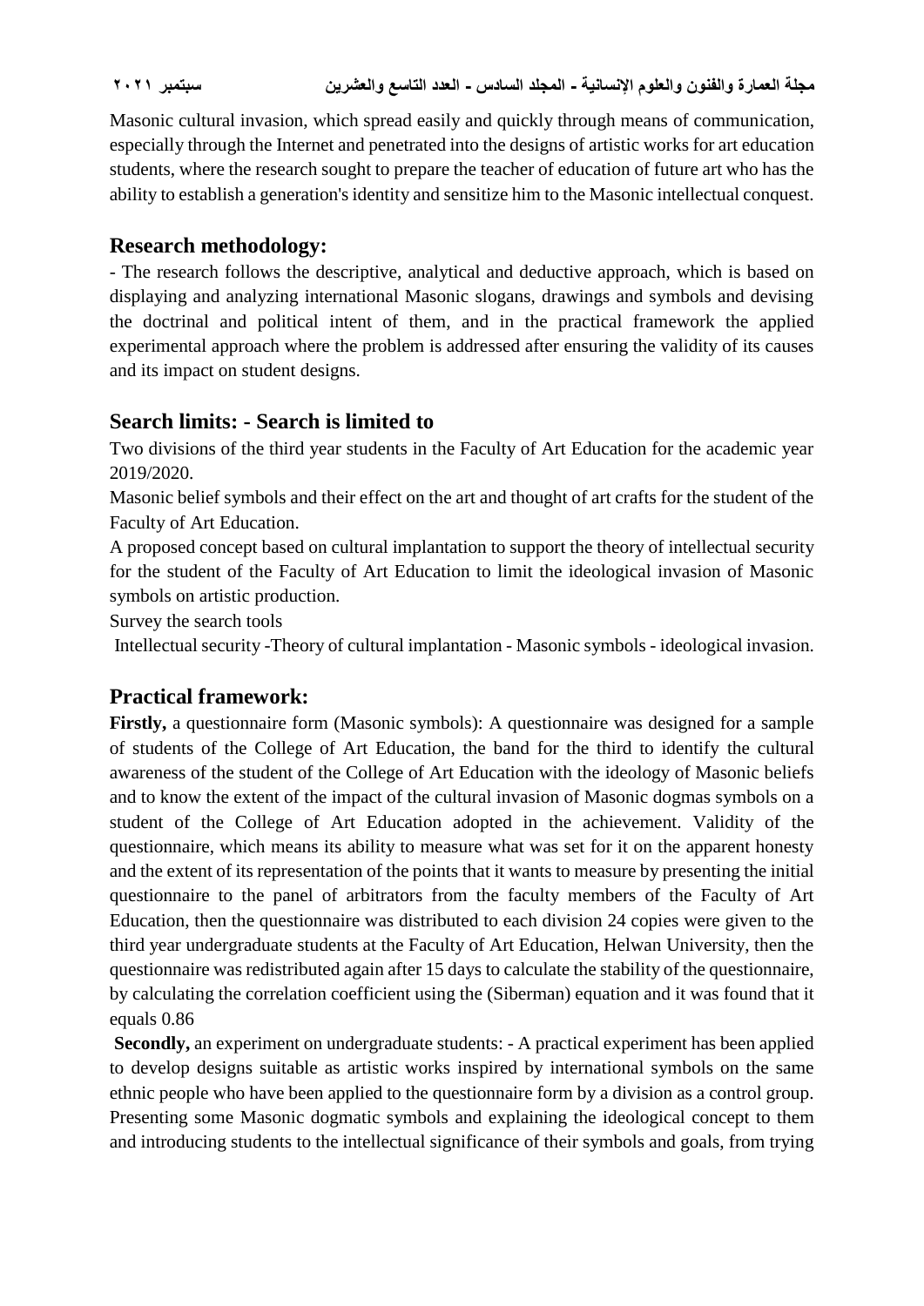Masonic cultural invasion, which spread easily and quickly through means of communication, especially through the Internet and penetrated into the designs of artistic works for art education students, where the research sought to prepare the teacher of education of future art who has the ability to establish a generation's identity and sensitize him to the Masonic intellectual conquest.

## Research methodology:

- The research follows the descriptive, analytical and deductive approach, which is based on displaying and analyzing international Masonic slogans, drawings and symbols and devising the doctrinal and political intent of them, and in the practical framework the applied experimental approach where the problem is addressed after ensuring the validity of its causes and its impact on student designs.

## Search limits: - Search is limited to

Two divisions of the third year students in the Faculty of Art Education for the academic year 2019/2020.

Masonic belief symbols and their effect on the art and thought of art crafts for the student of the Faculty of Art Education.

A proposed concept based on cultural implantation to support the theory of intellectual security for the student of the Faculty of Art Education to limit the ideological invasion of Masonic symbols on artistic production.

Survey the search tools

Intellectual security -Theory of cultural implantation - Masonic symbols - ideological invasion.

## Practical framework:

**Firstly,** a questionnaire form (Masonic symbols): A questionnaire was designed for a sample of students of the College of Art Education, the band for the third to identify the cultural awareness of the student of the College of Art Education with the ideology of Masonic beliefs and to know the extent of the impact of the cultural invasion of Masonic dogmas symbols on a student of the College of Art Education adopted in the achievement. Validity of the questionnaire, which means its ability to measure what was set for it on the apparent honesty and the extent of its representation of the points that it wants to measure by presenting the initial questionnaire to the panel of arbitrators from the faculty members of the Faculty of Art Education, then the questionnaire was distributed to each division 24 copies were given to the third year undergraduate students at the Faculty of Art Education, Helwan University, then the questionnaire was redistributed again after 15 days to calculate the stability of the questionnaire, by calculating the correlation coefficient using the (Siberman) equation and it was found that it equals 0.86

**Secondly,** an experiment on undergraduate students: - A practical experiment has been applied to develop designs suitable as artistic works inspired by international symbols on the same ethnic people who have been applied to the questionnaire form by a division as a control group. Presenting some Masonic dogmatic symbols and explaining the ideological concept to them and introducing students to the intellectual significance of their symbols and goals, from trying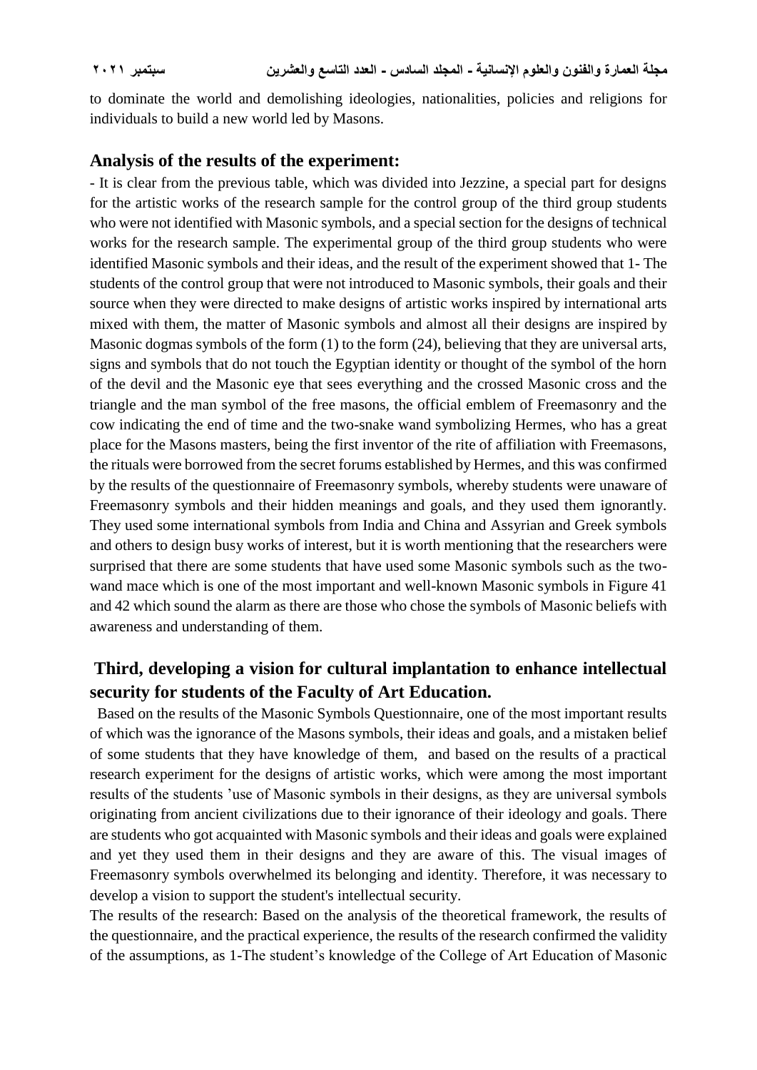to dominate the world and demolishing ideologies, nationalities, policies and religions for individuals to build a new world led by Masons.

## Analysis of the results of the experiment:

- It is clear from the previous table, which was divided into Jezzine, a special part for designs for the artistic works of the research sample for the control group of the third group students who were not identified with Masonic symbols, and a special section for the designs of technical works for the research sample. The experimental group of the third group students who were identified Masonic symbols and their ideas, and the result of the experiment showed that 1- The students of the control group that were not introduced to Masonic symbols, their goals and their source when they were directed to make designs of artistic works inspired by international arts mixed with them, the matter of Masonic symbols and almost all their designs are inspired by Masonic dogmas symbols of the form (1) to the form (24), believing that they are universal arts, signs and symbols that do not touch the Egyptian identity or thought of the symbol of the horn of the devil and the Masonic eye that sees everything and the crossed Masonic cross and the triangle and the man symbol of the free masons, the official emblem of Freemasonry and the cow indicating the end of time and the two-snake wand symbolizing Hermes, who has a great place for the Masons masters, being the first inventor of the rite of affiliation with Freemasons, the rituals were borrowed from the secret forums established by Hermes, and this was confirmed by the results of the questionnaire of Freemasonry symbols, whereby students were unaware of Freemasonry symbols and their hidden meanings and goals, and they used them ignorantly. They used some international symbols from India and China and Assyrian and Greek symbols and others to design busy works of interest, but it is worth mentioning that the researchers were surprised that there are some students that have used some Masonic symbols such as the two-wand mace which is one of the most important and well-known Masonic symbols in Figure 41 and 42 which sound the alarm as there are those who chose the symbols of Masonic beliefs with awareness and understanding of them.

## Third, developing a vision for cultural implantation to enhance intellectual security for students of the Faculty of Art Education.

Based on the results of the Masonic Symbols Questionnaire, one of the most important results of which was the ignorance of the Masons symbols, their ideas and goals, and a mistaken belief of some students that they have knowledge of them, and based on the results of a practical research experiment for the designs of artistic works, which were among the most important results of the students 'use of Masonic symbols in their designs, as they are universal symbols originating from ancient civilizations due to their ignorance of their ideology and goals. There are students who got acquainted with Masonic symbols and their ideas and goals were explained and yet they used them in their designs and they are aware of this. The visual images of Freemasonry symbols overwhelmed its belonging and identity. Therefore, it was necessary to develop a vision to support the student's intellectual security.

The results of the research: Based on the analysis of the theoretical framework, the results of the questionnaire, and the practical experience, the results of the research confirmed the validity of the assumptions, as 1-The student's knowledge of the College of Art Education of Masonic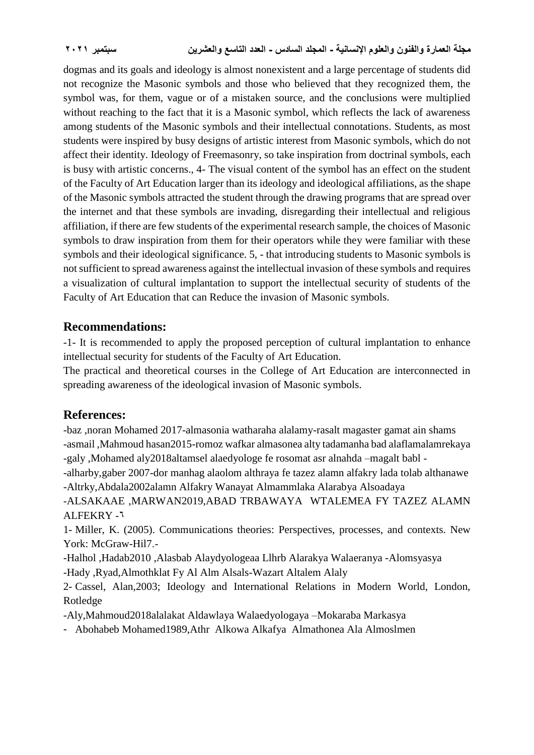dogmas and its goals and ideology is almost nonexistent and a large percentage of students did not recognize the Masonic symbols and those who believed that they recognized them, the symbol was, for them, vague or of a mistaken source, and the conclusions were multiplied without reaching to the fact that it is a Masonic symbol, which reflects the lack of awareness among students of the Masonic symbols and their intellectual connotations. Students, as most students were inspired by busy designs of artistic interest from Masonic symbols, which do not affect their identity. Ideology of Freemasonry, so take inspiration from doctrinal symbols, each is busy with artistic concerns., 4- The visual content of the symbol has an effect on the student of the Faculty of Art Education larger than its ideology and ideological affiliations, as the shape of the Masonic symbols attracted the student through the drawing programs that are spread over the internet and that these symbols are invading, disregarding their intellectual and religious affiliation, if there are few students of the experimental research sample, the choices of Masonic symbols to draw inspiration from them for their operators while they were familiar with these symbols and their ideological significance. 5, - that introducing students to Masonic symbols is not sufficient to spread awareness against the intellectual invasion of these symbols and requires a visualization of cultural implantation to support the intellectual security of students of the Faculty of Art Education that can Reduce the invasion of Masonic symbols.

## Recommendations:

-1- It is recommended to apply the proposed perception of cultural implantation to enhance intellectual security for students of the Faculty of Art Education.

The practical and theoretical courses in the College of Art Education are interconnected in spreading awareness of the ideological invasion of Masonic symbols.

## References:

-baz ,noran Mohamed 2017-almasonia watharaha alalamy-rasalt magaster gamat ain shams

-asmail ,Mahmoud hasan2015-romoz wafkar almasonea alty tadamanha bad alaflamalamrekaya

-galy ,Mohamed aly2018altamsel alaedyologe fe rosomat asr alnahda –magalt babl -

-alharby,gaber 2007-dor manhag alaolom althraya fe tazez alamn alfakry lada tolab althanawe

-Altrky,Abdala2002alamn Alfakry Wanayat Almammlaka Alarabya Alsoadaya

-ALSAKAAE ,MARWAN2019,ABAD TRBAWAYA WTALEMEA FY TAZEZ ALAMN ALFEKRY -٦

1- Miller, K. (2005). Communications theories: Perspectives, processes, and contexts. New York: McGraw-Hil7.-

-Halhol ,Hadab2010 ,Alasbab Alaydyologeaa Llhrb Alarakya Walaeranya -Alomsyasya

-Hady ,Ryad,Almothklat Fy Al Alm Alsals-Wazart Altalem Alaly

2- Cassel, Alan,2003; Ideology and International Relations in Modern World, London, Rotledge

-Aly,Mahmoud2018alalakat Aldawlaya Walaedyologaya –Mokaraba Markasya

- Abohabeb Mohamed1989,Athr Alkowa Alkafya Almathonea Ala Almoslmen